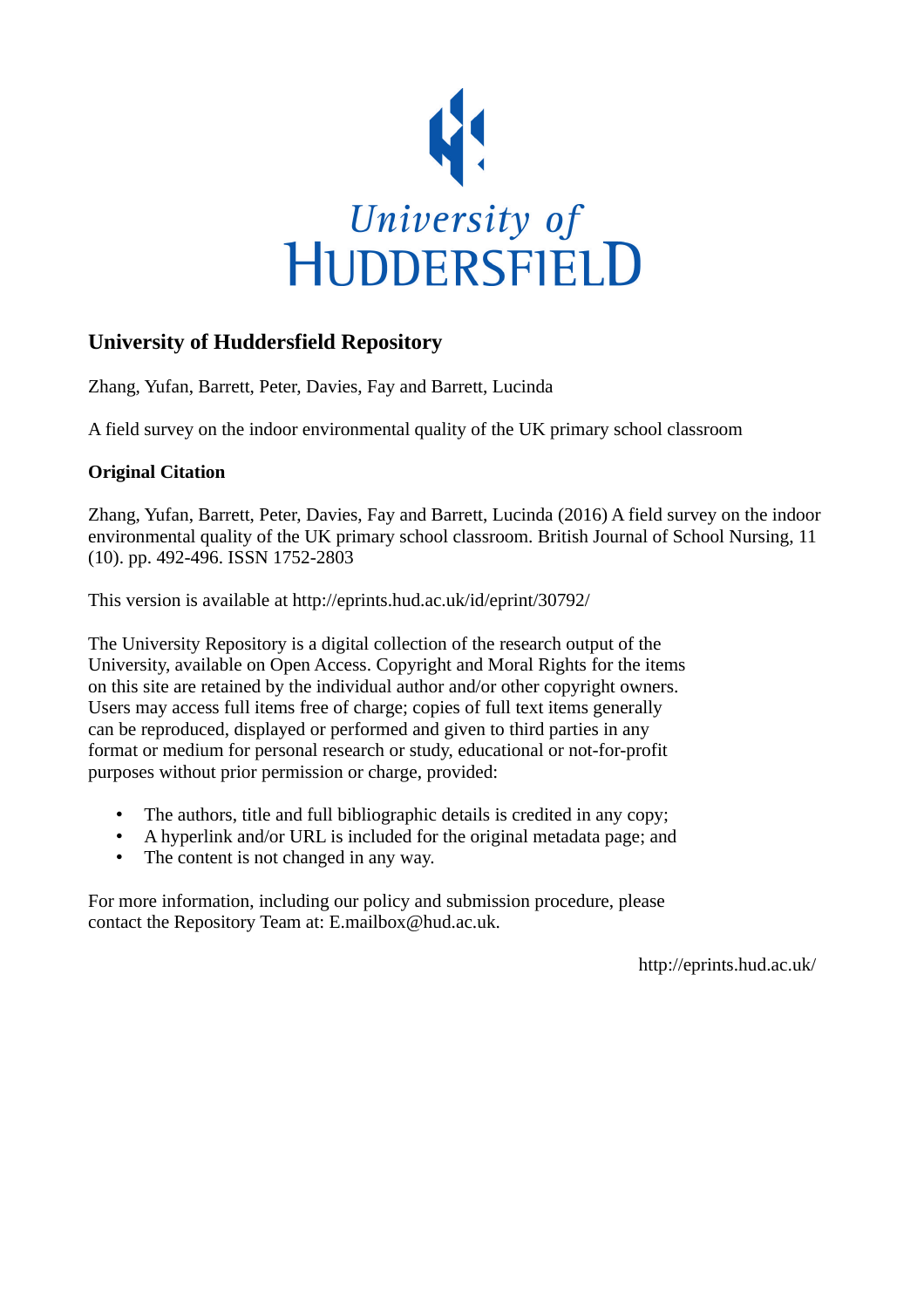University of HUDDERSFIELD

## University of Huddersfield Repository

Zhang, Yufan, Barrett, Peter, Davies, Fay and Barrett, Lucinda

A field survey on the indoor environmental quality of the UK primary school classroom

### Original Citation

Zhang, Yufan, Barrett, Peter, Davies, Fay and Barrett, Lucinda (2016) A field survey on the indoor environmental quality of the UK primary school classroom. British Journal of School Nursing, 11 (10). pp. 492-496. ISSN 1752-2803

This version is available at http://eprints.hud.ac.uk/id/eprint/30792/

The University Repository is a digital collection of the research output of the University, available on Open Access. Copyright and Moral Rights for the items on this site are retained by the individual author and/or other copyright owners. Users may access full items free of charge; copies of full text items generally can be reproduced, displayed or performed and given to third parties in any format or medium for personal research or study, educational or not-for-profit purposes without prior permission or charge, provided:

- The authors, title and full bibliographic details is credited in any copy;
- A hyperlink and/or URL is included for the original metadata page; and
- The content is not changed in any way.

For more information, including our policy and submission procedure, please contact the Repository Team at: E.mailbox@hud.ac.uk.

http://eprints.hud.ac.uk/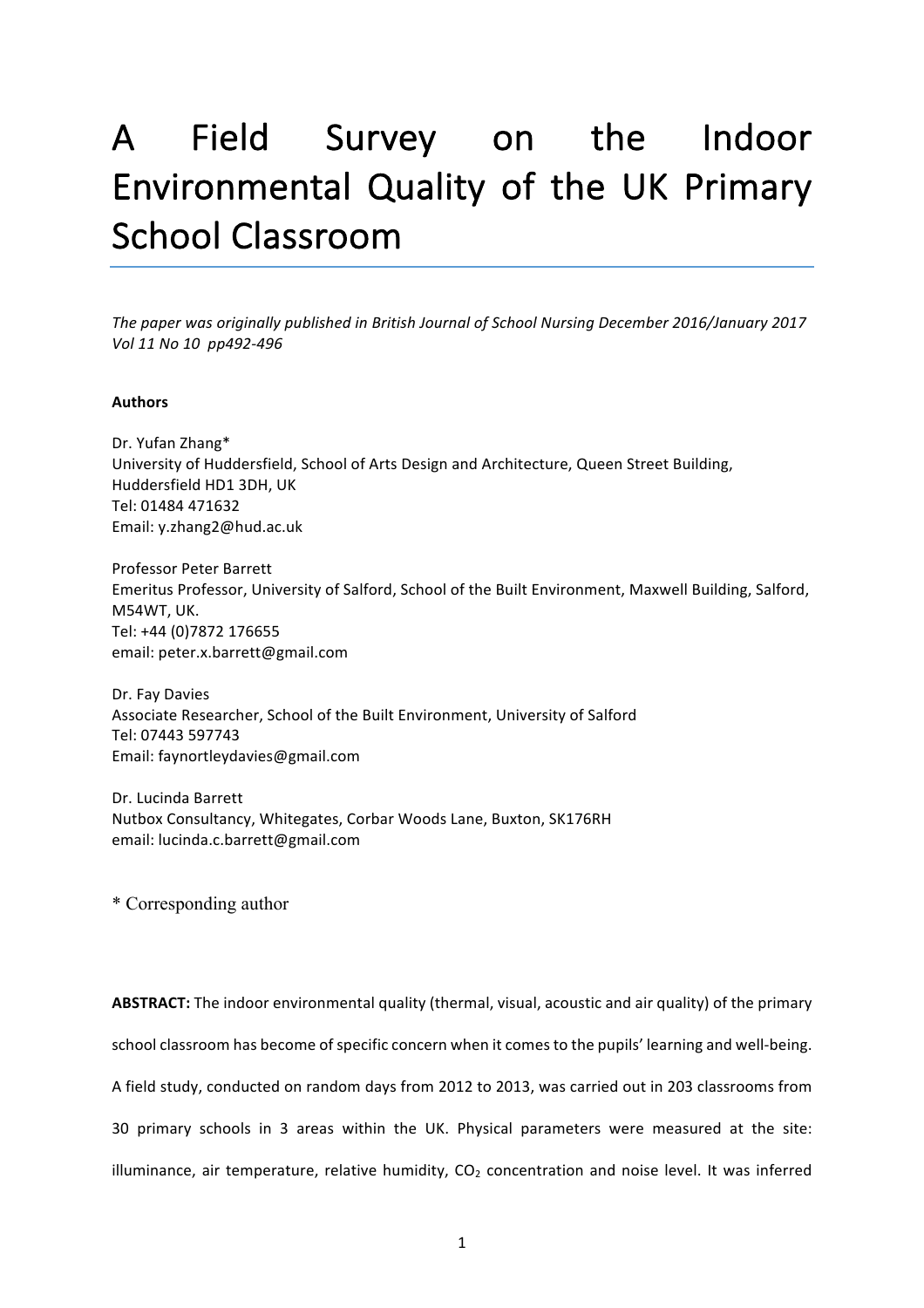# A Field Survey on the Indoor Environmental Quality of the UK Primary School Classroom

*The paper was originally published in British Journal of School Nursing December 2016/January 2017 Vol 11 No 10 pp492-496*

**Authors**

Dr. Yufan Zhang*
University of Huddersfield, School of Arts Design and Architecture, Queen Street Building, Huddersfield HD1 3DH, UK
Tel: 01484 471632
Email: y.zhang2@hud.ac.uk

Professor Peter Barrett
Emeritus Professor, University of Salford, School of the Built Environment, Maxwell Building, Salford, M54WT, UK.
Tel: +44 (0)7872 176655
email: peter.x.barrett@gmail.com

Dr. Fay Davies
Associate Researcher, School of the Built Environment, University of Salford
Tel: 07443 597743
Email: faynortleydavies@gmail.com

Dr. Lucinda Barrett
Nutbox Consultancy, Whitegates, Corbar Woods Lane, Buxton, SK176RH
email: lucinda.c.barrett@gmail.com

* Corresponding author

**ABSTRACT:** The indoor environmental quality (thermal, visual, acoustic and air quality) of the primary school classroom has become of specific concern when it comes to the pupils' learning and well-being. A field study, conducted on random days from 2012 to 2013, was carried out in 203 classrooms from 30 primary schools in 3 areas within the UK. Physical parameters were measured at the site: illuminance, air temperature, relative humidity, $CO_2$ concentration and noise level. It was inferred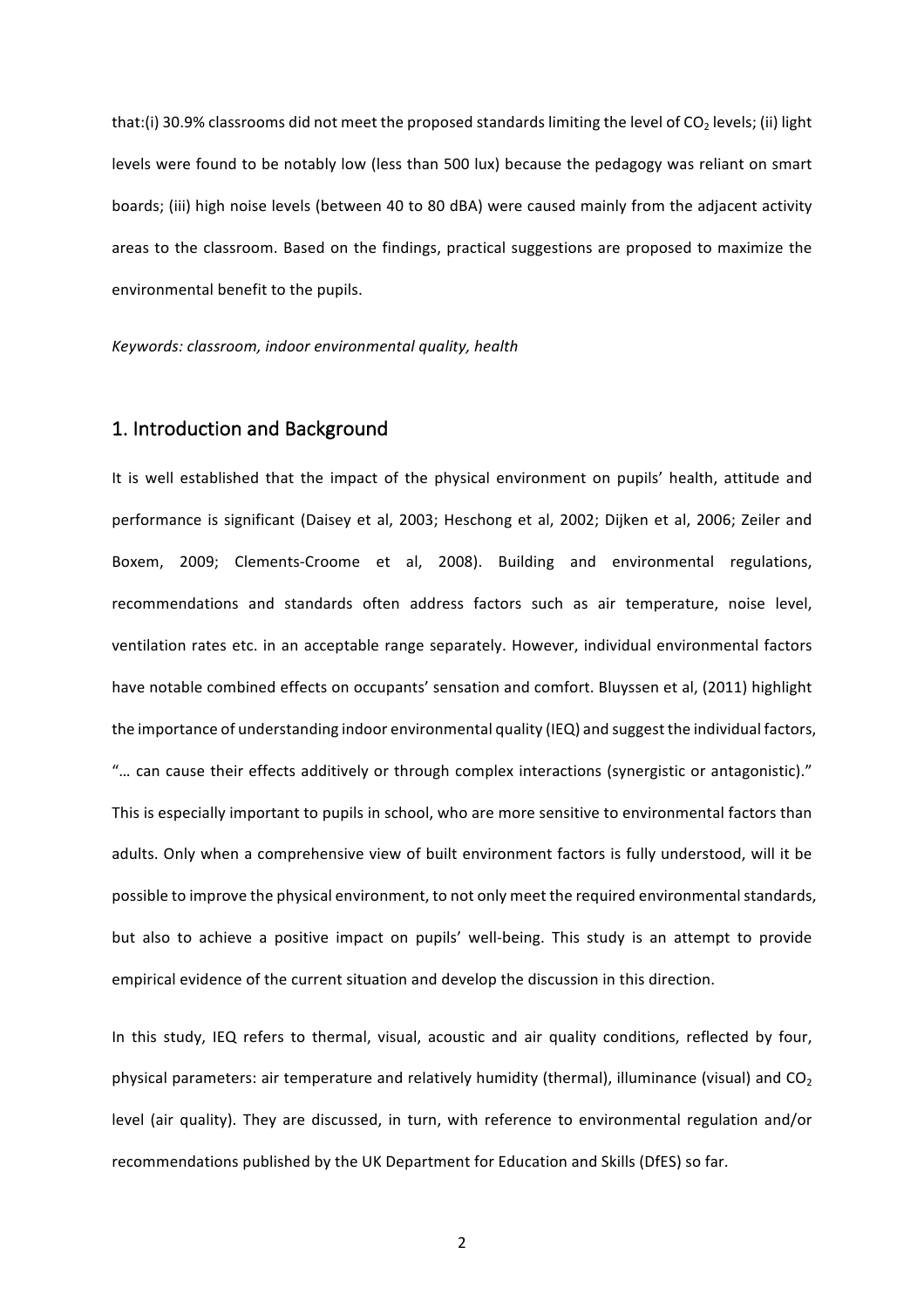that:(i) 30.9% classrooms did not meet the proposed standards limiting the level of $CO_2$ levels; (ii) light levels were found to be notably low (less than 500 lux) because the pedagogy was reliant on smart boards; (iii) high noise levels (between 40 to 80 dBA) were caused mainly from the adjacent activity areas to the classroom. Based on the findings, practical suggestions are proposed to maximize the environmental benefit to the pupils.

*Keywords: classroom, indoor environmental quality, health*

## 1. Introduction and Background

It is well established that the impact of the physical environment on pupils' health, attitude and performance is significant (Daisey et al, 2003; Heschong et al, 2002; Dijken et al, 2006; Zeiler and Boxem, 2009; Clements-Croome et al, 2008). Building and environmental regulations, recommendations and standards often address factors such as air temperature, noise level, ventilation rates etc. in an acceptable range separately. However, individual environmental factors have notable combined effects on occupants' sensation and comfort. Bluyssen et al, (2011) highlight the importance of understanding indoor environmental quality (IEQ) and suggest the individual factors, "… can cause their effects additively or through complex interactions (synergistic or antagonistic)." This is especially important to pupils in school, who are more sensitive to environmental factors than adults. Only when a comprehensive view of built environment factors is fully understood, will it be possible to improve the physical environment, to not only meet the required environmental standards, but also to achieve a positive impact on pupils' well-being. This study is an attempt to provide empirical evidence of the current situation and develop the discussion in this direction.

In this study, IEQ refers to thermal, visual, acoustic and air quality conditions, reflected by four, physical parameters: air temperature and relatively humidity (thermal), illuminance (visual) and $CO_2$ level (air quality). They are discussed, in turn, with reference to environmental regulation and/or recommendations published by the UK Department for Education and Skills (DfES) so far.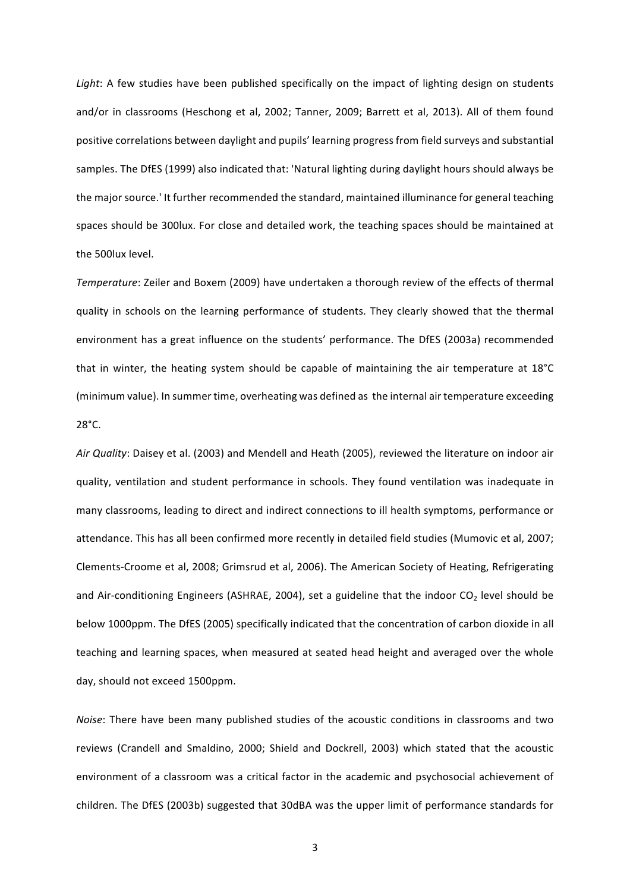*Light*: A few studies have been published specifically on the impact of lighting design on students and/or in classrooms (Heschong et al, 2002; Tanner, 2009; Barrett et al, 2013). All of them found positive correlations between daylight and pupils' learning progress from field surveys and substantial samples. The DfES (1999) also indicated that: 'Natural lighting during daylight hours should always be the major source.' It further recommended the standard, maintained illuminance for general teaching spaces should be 300lux. For close and detailed work, the teaching spaces should be maintained at the 500lux level.

*Temperature*: Zeiler and Boxem (2009) have undertaken a thorough review of the effects of thermal quality in schools on the learning performance of students. They clearly showed that the thermal environment has a great influence on the students' performance. The DfES (2003a) recommended that in winter, the heating system should be capable of maintaining the air temperature at 18°C (minimum value). In summer time, overheating was defined as the internal air temperature exceeding 28°C.

*Air Quality*: Daisey et al. (2003) and Mendell and Heath (2005), reviewed the literature on indoor air quality, ventilation and student performance in schools. They found ventilation was inadequate in many classrooms, leading to direct and indirect connections to ill health symptoms, performance or attendance. This has all been confirmed more recently in detailed field studies (Mumovic et al, 2007; Clements-Croome et al, 2008; Grimsrud et al, 2006). The American Society of Heating, Refrigerating and Air-conditioning Engineers (ASHRAE, 2004), set a guideline that the indoor $CO_2$ level should be below 1000ppm. The DfES (2005) specifically indicated that the concentration of carbon dioxide in all teaching and learning spaces, when measured at seated head height and averaged over the whole day, should not exceed 1500ppm.

*Noise*: There have been many published studies of the acoustic conditions in classrooms and two reviews (Crandell and Smaldino, 2000; Shield and Dockrell, 2003) which stated that the acoustic environment of a classroom was a critical factor in the academic and psychosocial achievement of children. The DfES (2003b) suggested that 30dBA was the upper limit of performance standards for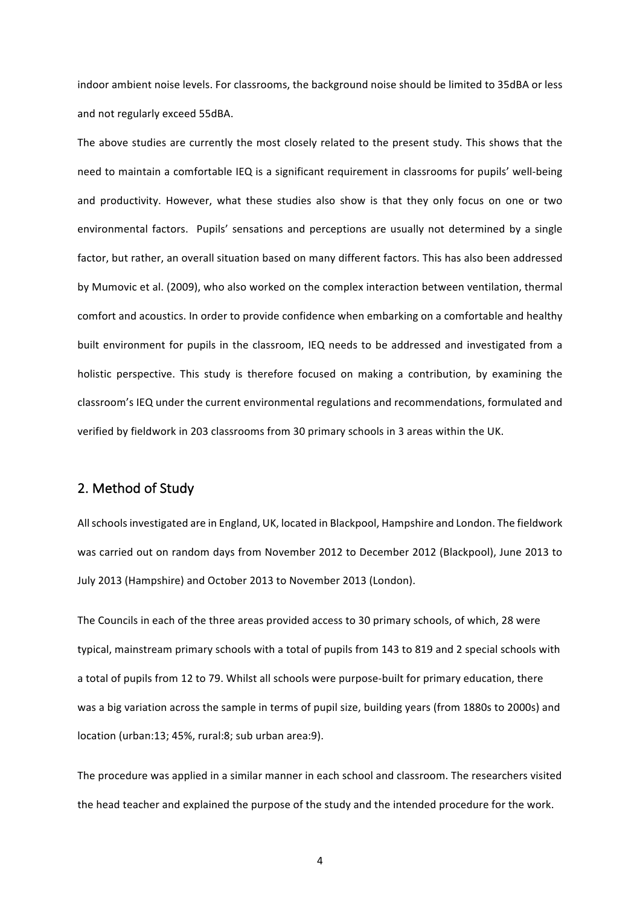indoor ambient noise levels. For classrooms, the background noise should be limited to 35dBA or less and not regularly exceed 55dBA.

The above studies are currently the most closely related to the present study. This shows that the need to maintain a comfortable IEQ is a significant requirement in classrooms for pupils' well-being and productivity. However, what these studies also show is that they only focus on one or two environmental factors. Pupils' sensations and perceptions are usually not determined by a single factor, but rather, an overall situation based on many different factors. This has also been addressed by Mumovic et al. (2009), who also worked on the complex interaction between ventilation, thermal comfort and acoustics. In order to provide confidence when embarking on a comfortable and healthy built environment for pupils in the classroom, IEQ needs to be addressed and investigated from a holistic perspective. This study is therefore focused on making a contribution, by examining the classroom's IEQ under the current environmental regulations and recommendations, formulated and verified by fieldwork in 203 classrooms from 30 primary schools in 3 areas within the UK.

## 2. Method of Study

All schools investigated are in England, UK, located in Blackpool, Hampshire and London. The fieldwork was carried out on random days from November 2012 to December 2012 (Blackpool), June 2013 to July 2013 (Hampshire) and October 2013 to November 2013 (London).

The Councils in each of the three areas provided access to 30 primary schools, of which, 28 were typical, mainstream primary schools with a total of pupils from 143 to 819 and 2 special schools with a total of pupils from 12 to 79. Whilst all schools were purpose-built for primary education, there was a big variation across the sample in terms of pupil size, building years (from 1880s to 2000s) and location (urban:13; 45%, rural:8; sub urban area:9).

The procedure was applied in a similar manner in each school and classroom. The researchers visited the head teacher and explained the purpose of the study and the intended procedure for the work.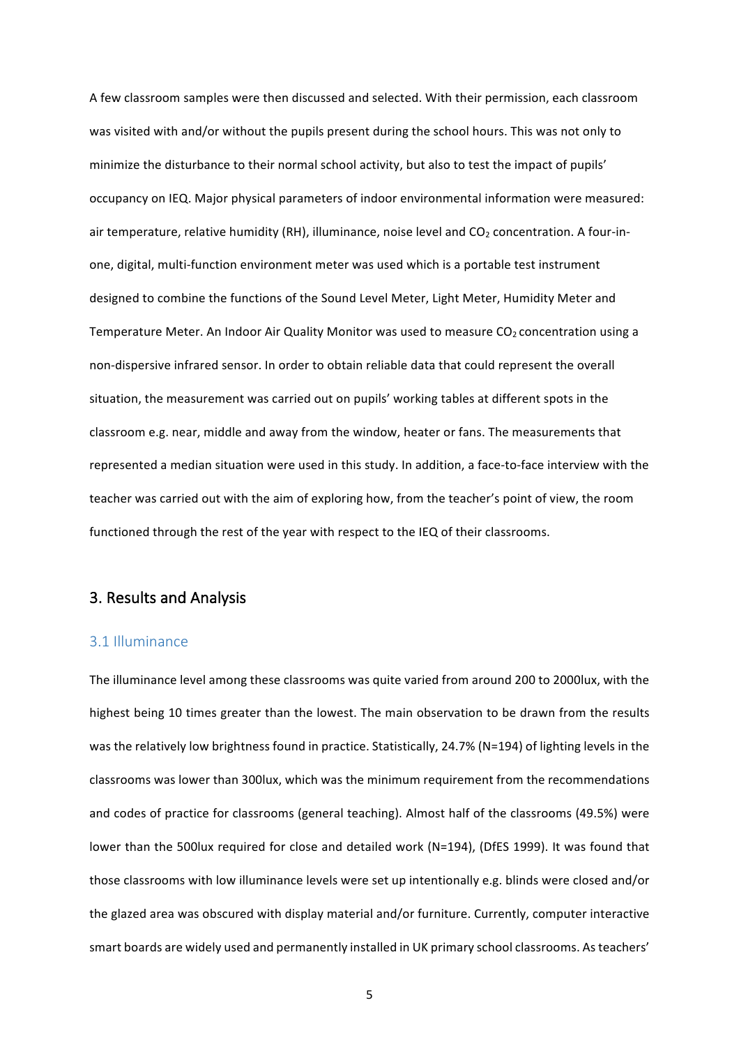A few classroom samples were then discussed and selected. With their permission, each classroom was visited with and/or without the pupils present during the school hours. This was not only to minimize the disturbance to their normal school activity, but also to test the impact of pupils' occupancy on IEQ. Major physical parameters of indoor environmental information were measured: air temperature, relative humidity (RH), illuminance, noise level and $CO_2$ concentration. A four-in-one, digital, multi-function environment meter was used which is a portable test instrument designed to combine the functions of the Sound Level Meter, Light Meter, Humidity Meter and Temperature Meter. An Indoor Air Quality Monitor was used to measure $CO_2$ concentration using a non-dispersive infrared sensor. In order to obtain reliable data that could represent the overall situation, the measurement was carried out on pupils' working tables at different spots in the classroom e.g. near, middle and away from the window, heater or fans. The measurements that represented a median situation were used in this study. In addition, a face-to-face interview with the teacher was carried out with the aim of exploring how, from the teacher's point of view, the room functioned through the rest of the year with respect to the IEQ of their classrooms.

## 3. Results and Analysis

### 3.1 Illuminance

The illuminance level among these classrooms was quite varied from around 200 to 2000lux, with the highest being 10 times greater than the lowest. The main observation to be drawn from the results was the relatively low brightness found in practice. Statistically, 24.7% (N=194) of lighting levels in the classrooms was lower than 300lux, which was the minimum requirement from the recommendations and codes of practice for classrooms (general teaching). Almost half of the classrooms (49.5%) were lower than the 500lux required for close and detailed work (N=194), (DfES 1999). It was found that those classrooms with low illuminance levels were set up intentionally e.g. blinds were closed and/or the glazed area was obscured with display material and/or furniture. Currently, computer interactive smart boards are widely used and permanently installed in UK primary school classrooms. As teachers'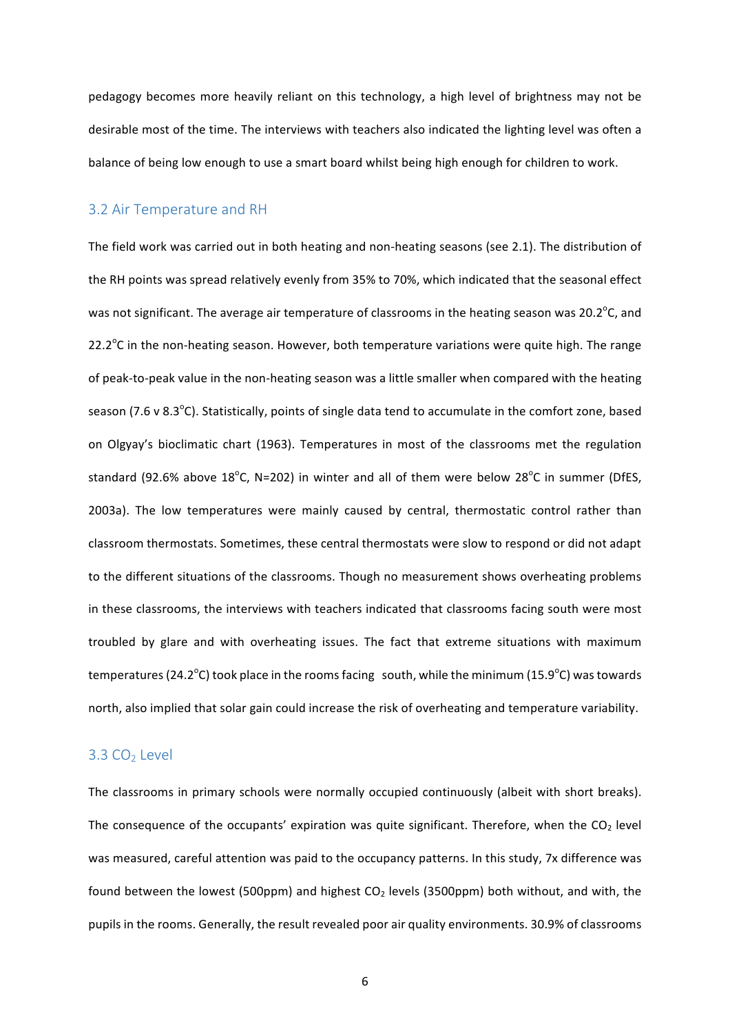pedagogy becomes more heavily reliant on this technology, a high level of brightness may not be desirable most of the time. The interviews with teachers also indicated the lighting level was often a balance of being low enough to use a smart board whilst being high enough for children to work.

## 3.2 Air Temperature and RH

The field work was carried out in both heating and non-heating seasons (see 2.1). The distribution of the RH points was spread relatively evenly from 35% to 70%, which indicated that the seasonal effect was not significant. The average air temperature of classrooms in the heating season was 20.2$^{o}$C, and 22.2$^{o}$C in the non-heating season. However, both temperature variations were quite high. The range of peak-to-peak value in the non-heating season was a little smaller when compared with the heating season (7.6 v 8.3$^{o}$C). Statistically, points of single data tend to accumulate in the comfort zone, based on Olgyay's bioclimatic chart (1963). Temperatures in most of the classrooms met the regulation standard (92.6% above 18$^{o}$C, N=202) in winter and all of them were below 28$^{o}$C in summer (DfES, 2003a). The low temperatures were mainly caused by central, thermostatic control rather than classroom thermostats. Sometimes, these central thermostats were slow to respond or did not adapt to the different situations of the classrooms. Though no measurement shows overheating problems in these classrooms, the interviews with teachers indicated that classrooms facing south were most troubled by glare and with overheating issues. The fact that extreme situations with maximum temperatures (24.2$^{o}$C) took place in the rooms facing south, while the minimum (15.9$^{o}$C) was towards north, also implied that solar gain could increase the risk of overheating and temperature variability.

## 3.3 $CO_2$ Level

The classrooms in primary schools were normally occupied continuously (albeit with short breaks). The consequence of the occupants' expiration was quite significant. Therefore, when the $CO_2$ level was measured, careful attention was paid to the occupancy patterns. In this study, 7x difference was found between the lowest (500ppm) and highest $CO_2$ levels (3500ppm) both without, and with, the pupils in the rooms. Generally, the result revealed poor air quality environments. 30.9% of classrooms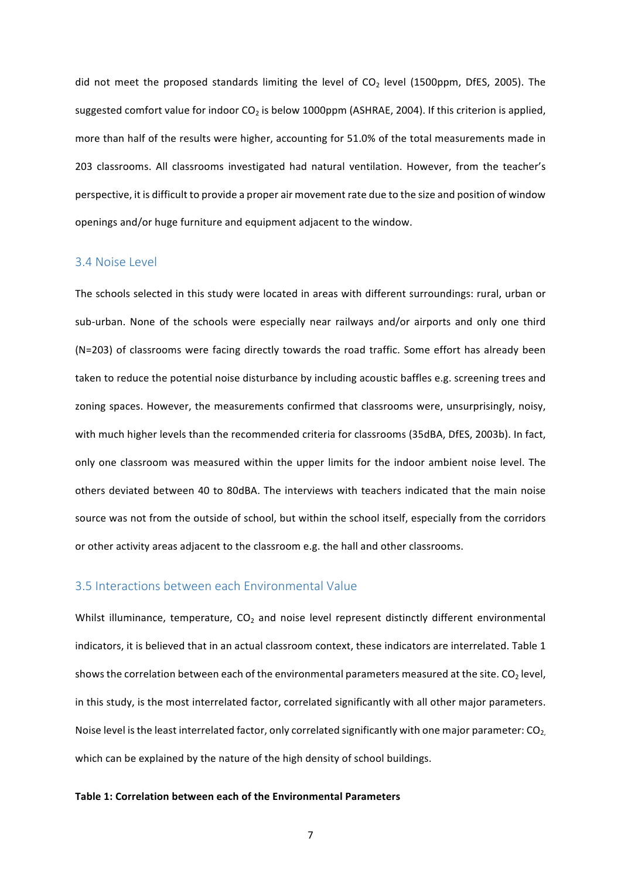did not meet the proposed standards limiting the level of $CO_2$ level (1500ppm, DfES, 2005). The suggested comfort value for indoor $CO_2$ is below 1000ppm (ASHRAE, 2004). If this criterion is applied, more than half of the results were higher, accounting for 51.0% of the total measurements made in 203 classrooms. All classrooms investigated had natural ventilation. However, from the teacher's perspective, it is difficult to provide a proper air movement rate due to the size and position of window openings and/or huge furniture and equipment adjacent to the window.

### 3.4 Noise Level

The schools selected in this study were located in areas with different surroundings: rural, urban or sub-urban. None of the schools were especially near railways and/or airports and only one third (N=203) of classrooms were facing directly towards the road traffic. Some effort has already been taken to reduce the potential noise disturbance by including acoustic baffles e.g. screening trees and zoning spaces. However, the measurements confirmed that classrooms were, unsurprisingly, noisy, with much higher levels than the recommended criteria for classrooms (35dBA, DfES, 2003b). In fact, only one classroom was measured within the upper limits for the indoor ambient noise level. The others deviated between 40 to 80dBA. The interviews with teachers indicated that the main noise source was not from the outside of school, but within the school itself, especially from the corridors or other activity areas adjacent to the classroom e.g. the hall and other classrooms.

### 3.5 Interactions between each Environmental Value

Whilst illuminance, temperature, $CO_2$ and noise level represent distinctly different environmental indicators, it is believed that in an actual classroom context, these indicators are interrelated. Table 1 shows the correlation between each of the environmental parameters measured at the site. $CO_2$ level, in this study, is the most interrelated factor, correlated significantly with all other major parameters. Noise level is the least interrelated factor, only correlated significantly with one major parameter: $CO_2$, which can be explained by the nature of the high density of school buildings.

**Table 1: Correlation between each of the Environmental Parameters**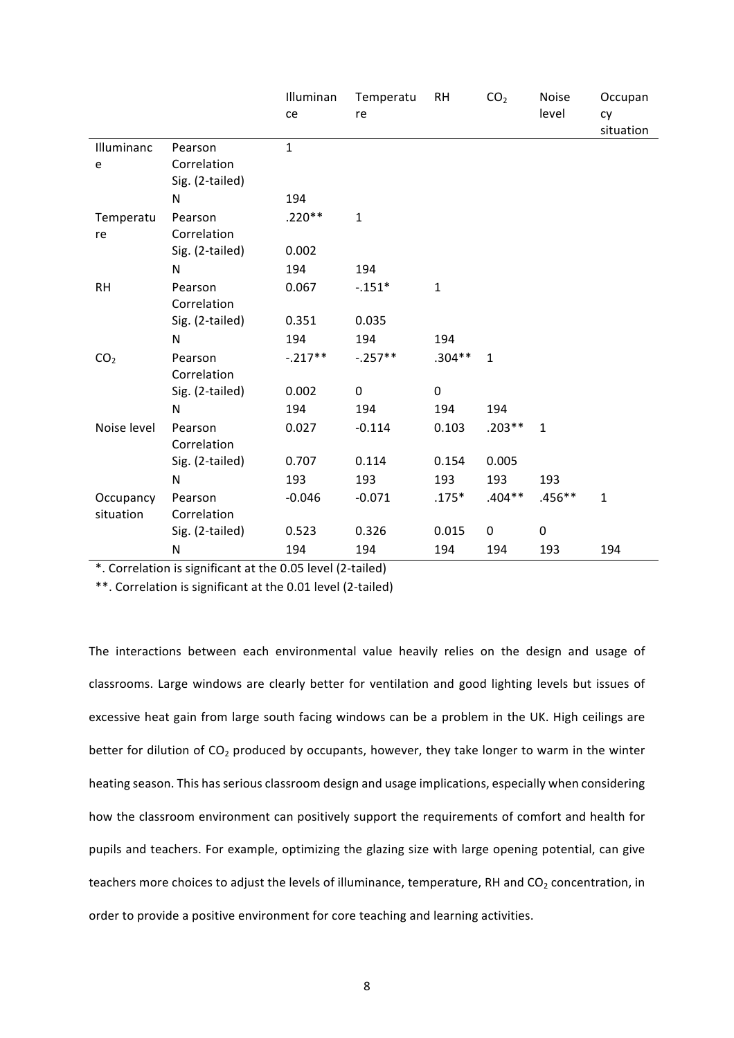| | | Illuminance | Temperature | RH | $CO_2$ | Noise level | Occupancy situation |
|---|---|---|---|---|---|---|---|
| Illuminance | Pearson Correlation | 1 | | | | | |
| | Sig. (2-tailed) | | | | | | |
| | N | 194 | | | | | |
| Temperature | Pearson Correlation | .220** | 1 | | | | |
| | Sig. (2-tailed) | 0.002 | | | | | |
| | N | 194 | 194 | | | | |
| RH | Pearson Correlation | 0.067 | -.151* | 1 | | | |
| | Sig. (2-tailed) | 0.351 | 0.035 | | | | |
| | N | 194 | 194 | 194 | | | |
| $CO_2$ | Pearson Correlation | -.217** | -.257** | .304** | 1 | | |
| | Sig. (2-tailed) | 0.002 | 0 | 0 | | | |
| | N | 194 | 194 | 194 | 194 | | |
| Noise level | Pearson Correlation | 0.027 | -0.114 | 0.103 | .203** | 1 | |
| | Sig. (2-tailed) | 0.707 | 0.114 | 0.154 | 0.005 | | |
| | N | 193 | 193 | 193 | 193 | 193 | |
| Occupancy situation | Pearson Correlation | -0.046 | -0.071 | .175* | .404** | .456** | 1 |
| | Sig. (2-tailed) | 0.523 | 0.326 | 0.015 | 0 | 0 | |
| | N | 194 | 194 | 194 | 194 | 193 | 194 |

*. Correlation is significant at the 0.05 level (2-tailed)

**. Correlation is significant at the 0.01 level (2-tailed)

The interactions between each environmental value heavily relies on the design and usage of classrooms. Large windows are clearly better for ventilation and good lighting levels but issues of excessive heat gain from large south facing windows can be a problem in the UK. High ceilings are better for dilution of $CO_2$ produced by occupants, however, they take longer to warm in the winter heating season. This has serious classroom design and usage implications, especially when considering how the classroom environment can positively support the requirements of comfort and health for pupils and teachers. For example, optimizing the glazing size with large opening potential, can give teachers more choices to adjust the levels of illuminance, temperature, RH and $CO_2$ concentration, in order to provide a positive environment for core teaching and learning activities.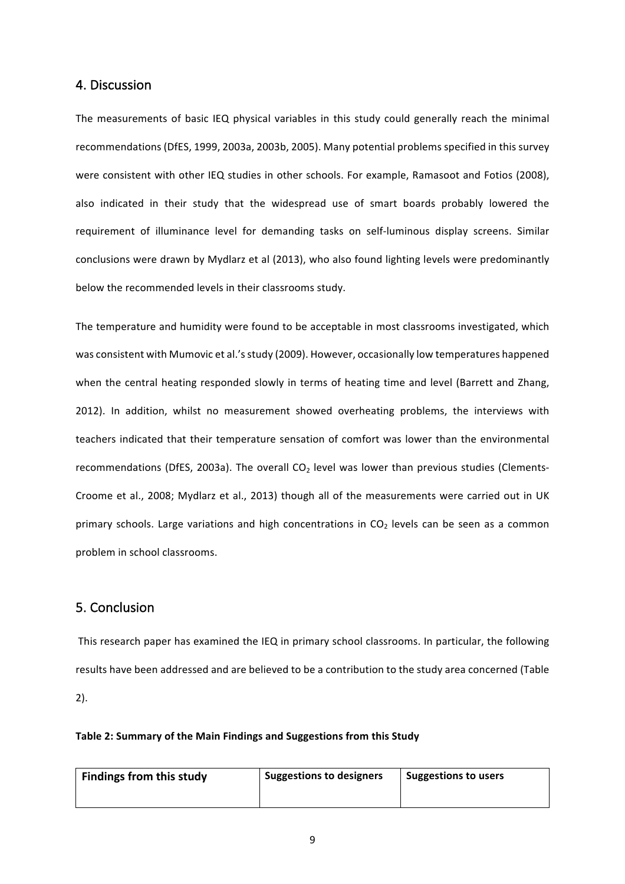## 4. Discussion

The measurements of basic IEQ physical variables in this study could generally reach the minimal recommendations (DfES, 1999, 2003a, 2003b, 2005). Many potential problems specified in this survey were consistent with other IEQ studies in other schools. For example, Ramasoot and Fotios (2008), also indicated in their study that the widespread use of smart boards probably lowered the requirement of illuminance level for demanding tasks on self-luminous display screens. Similar conclusions were drawn by Mydlarz et al (2013), who also found lighting levels were predominantly below the recommended levels in their classrooms study.

The temperature and humidity were found to be acceptable in most classrooms investigated, which was consistent with Mumovic et al.'s study (2009). However, occasionally low temperatures happened when the central heating responded slowly in terms of heating time and level (Barrett and Zhang, 2012). In addition, whilst no measurement showed overheating problems, the interviews with teachers indicated that their temperature sensation of comfort was lower than the environmental recommendations (DfES, 2003a). The overall $CO_2$ level was lower than previous studies (Clements-Croome et al., 2008; Mydlarz et al., 2013) though all of the measurements were carried out in UK primary schools. Large variations and high concentrations in $CO_2$ levels can be seen as a common problem in school classrooms.

## 5. Conclusion

This research paper has examined the IEQ in primary school classrooms. In particular, the following results have been addressed and are believed to be a contribution to the study area concerned (Table 2).

**Table 2: Summary of the Main Findings and Suggestions from this Study**

| Findings from this study | Suggestions to designers | Suggestions to users |
| --- | --- | --- |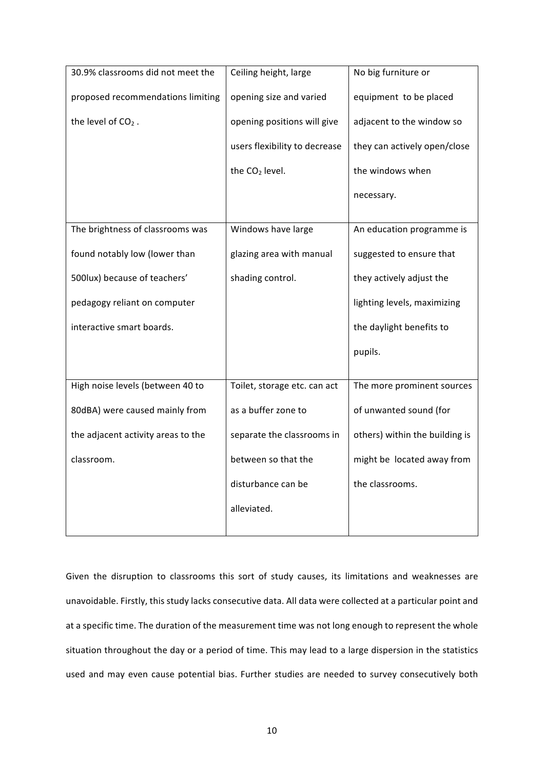| | | |
|---|---|---|
| 30.9% classrooms did not meet the proposed recommendations limiting the level of $CO_2$ . | Ceiling height, large opening size and varied opening positions will give users flexibility to decrease the $CO_2$ level. | No big furniture or equipment to be placed adjacent to the window so they can actively open/close the windows when necessary. |
| The brightness of classrooms was found notably low (lower than 500lux) because of teachers' pedagogy reliant on computer interactive smart boards. | Windows have large glazing area with manual shading control. | An education programme is suggested to ensure that they actively adjust the lighting levels, maximizing the daylight benefits to pupils. |
| High noise levels (between 40 to 80dBA) were caused mainly from the adjacent activity areas to the classroom. | Toilet, storage etc. can act as a buffer zone to separate the classrooms in between so that the disturbance can be alleviated. | The more prominent sources of unwanted sound (for others) within the building is might be located away from the classrooms. |

Given the disruption to classrooms this sort of study causes, its limitations and weaknesses are unavoidable. Firstly, this study lacks consecutive data. All data were collected at a particular point and at a specific time. The duration of the measurement time was not long enough to represent the whole situation throughout the day or a period of time. This may lead to a large dispersion in the statistics used and may even cause potential bias. Further studies are needed to survey consecutively both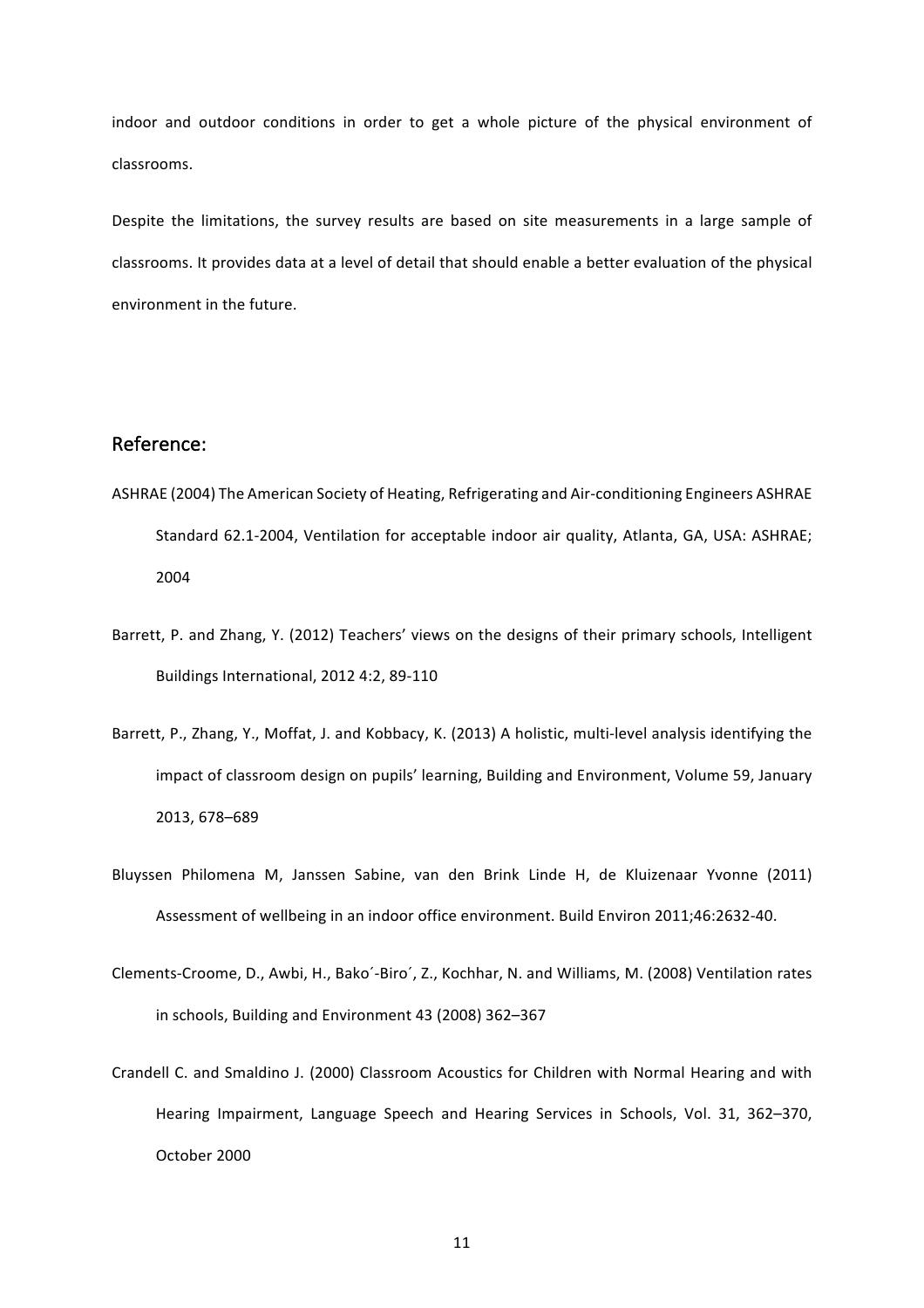indoor and outdoor conditions in order to get a whole picture of the physical environment of classrooms.

Despite the limitations, the survey results are based on site measurements in a large sample of classrooms. It provides data at a level of detail that should enable a better evaluation of the physical environment in the future.

## Reference:

ASHRAE (2004) The American Society of Heating, Refrigerating and Air-conditioning Engineers ASHRAE Standard 62.1-2004, Ventilation for acceptable indoor air quality, Atlanta, GA, USA: ASHRAE; 2004

Barrett, P. and Zhang, Y. (2012) Teachers' views on the designs of their primary schools, Intelligent Buildings International, 2012 4:2, 89-110

Barrett, P., Zhang, Y., Moffat, J. and Kobbacy, K. (2013) A holistic, multi-level analysis identifying the impact of classroom design on pupils' learning, Building and Environment, Volume 59, January 2013, 678–689

Bluyssen Philomena M, Janssen Sabine, van den Brink Linde H, de Kluizenaar Yvonne (2011) Assessment of wellbeing in an indoor office environment. Build Environ 2011;46:2632-40.

Clements-Croome, D., Awbi, H., Bako´-Biro´, Z., Kochhar, N. and Williams, M. (2008) Ventilation rates in schools, Building and Environment 43 (2008) 362–367

Crandell C. and Smaldino J. (2000) Classroom Acoustics for Children with Normal Hearing and with Hearing Impairment, Language Speech and Hearing Services in Schools, Vol. 31, 362–370, October 2000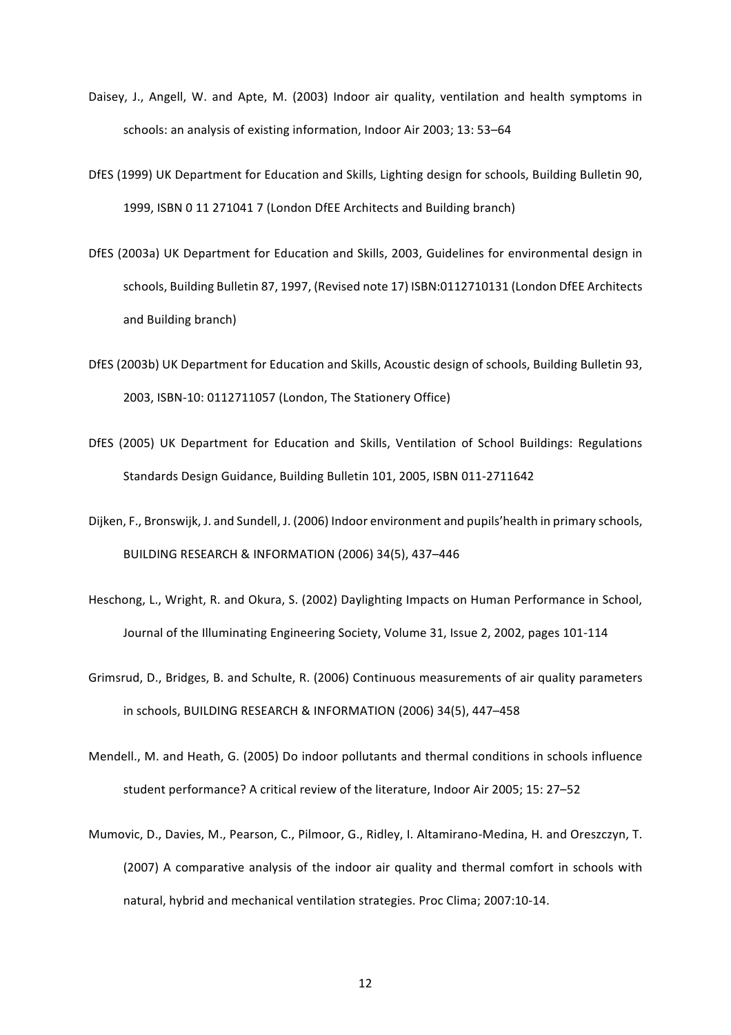Daisey, J., Angell, W. and Apte, M. (2003) Indoor air quality, ventilation and health symptoms in schools: an analysis of existing information, Indoor Air 2003; 13: 53–64

DfES (1999) UK Department for Education and Skills, Lighting design for schools, Building Bulletin 90, 1999, ISBN 0 11 271041 7 (London DfEE Architects and Building branch)

DfES (2003a) UK Department for Education and Skills, 2003, Guidelines for environmental design in schools, Building Bulletin 87, 1997, (Revised note 17) ISBN:0112710131 (London DfEE Architects and Building branch)

DfES (2003b) UK Department for Education and Skills, Acoustic design of schools, Building Bulletin 93, 2003, ISBN-10: 0112711057 (London, The Stationery Office)

DfES (2005) UK Department for Education and Skills, Ventilation of School Buildings: Regulations Standards Design Guidance, Building Bulletin 101, 2005, ISBN 011-2711642

Dijken, F., Bronswijk, J. and Sundell, J. (2006) Indoor environment and pupils'health in primary schools, BUILDING RESEARCH & INFORMATION (2006) 34(5), 437–446

Heschong, L., Wright, R. and Okura, S. (2002) Daylighting Impacts on Human Performance in School, Journal of the Illuminating Engineering Society, Volume 31, Issue 2, 2002, pages 101-114

Grimsrud, D., Bridges, B. and Schulte, R. (2006) Continuous measurements of air quality parameters in schools, BUILDING RESEARCH & INFORMATION (2006) 34(5), 447–458

Mendell., M. and Heath, G. (2005) Do indoor pollutants and thermal conditions in schools influence student performance? A critical review of the literature, Indoor Air 2005; 15: 27–52

Mumovic, D., Davies, M., Pearson, C., Pilmoor, G., Ridley, I. Altamirano-Medina, H. and Oreszczyn, T. (2007) A comparative analysis of the indoor air quality and thermal comfort in schools with natural, hybrid and mechanical ventilation strategies. Proc Clima; 2007:10-14.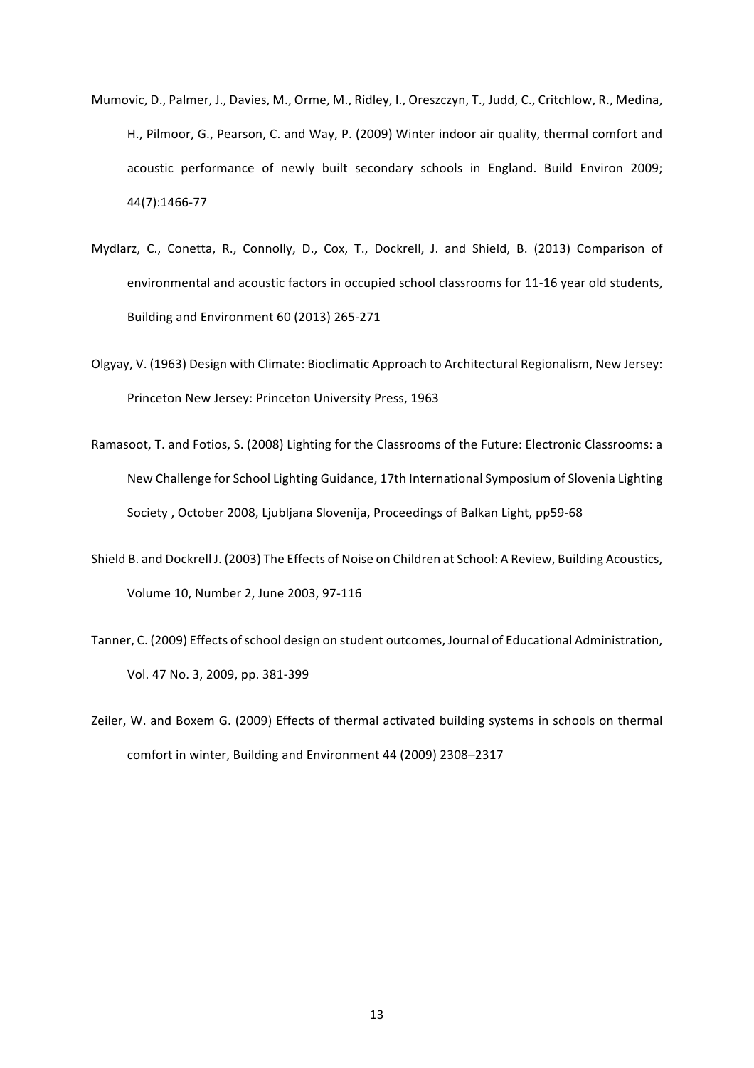Mumovic, D., Palmer, J., Davies, M., Orme, M., Ridley, I., Oreszczyn, T., Judd, C., Critchlow, R., Medina, H., Pilmoor, G., Pearson, C. and Way, P. (2009) Winter indoor air quality, thermal comfort and acoustic performance of newly built secondary schools in England. Build Environ 2009; 44(7):1466-77

Mydlarz, C., Conetta, R., Connolly, D., Cox, T., Dockrell, J. and Shield, B. (2013) Comparison of environmental and acoustic factors in occupied school classrooms for 11-16 year old students, Building and Environment 60 (2013) 265-271

Olgyay, V. (1963) Design with Climate: Bioclimatic Approach to Architectural Regionalism, New Jersey: Princeton New Jersey: Princeton University Press, 1963

Ramasoot, T. and Fotios, S. (2008) Lighting for the Classrooms of the Future: Electronic Classrooms: a New Challenge for School Lighting Guidance, 17th International Symposium of Slovenia Lighting Society , October 2008, Ljubljana Slovenija, Proceedings of Balkan Light, pp59-68

Shield B. and Dockrell J. (2003) The Effects of Noise on Children at School: A Review, Building Acoustics, Volume 10, Number 2, June 2003, 97-116

Tanner, C. (2009) Effects of school design on student outcomes, Journal of Educational Administration, Vol. 47 No. 3, 2009, pp. 381-399

Zeiler, W. and Boxem G. (2009) Effects of thermal activated building systems in schools on thermal comfort in winter, Building and Environment 44 (2009) 2308–2317